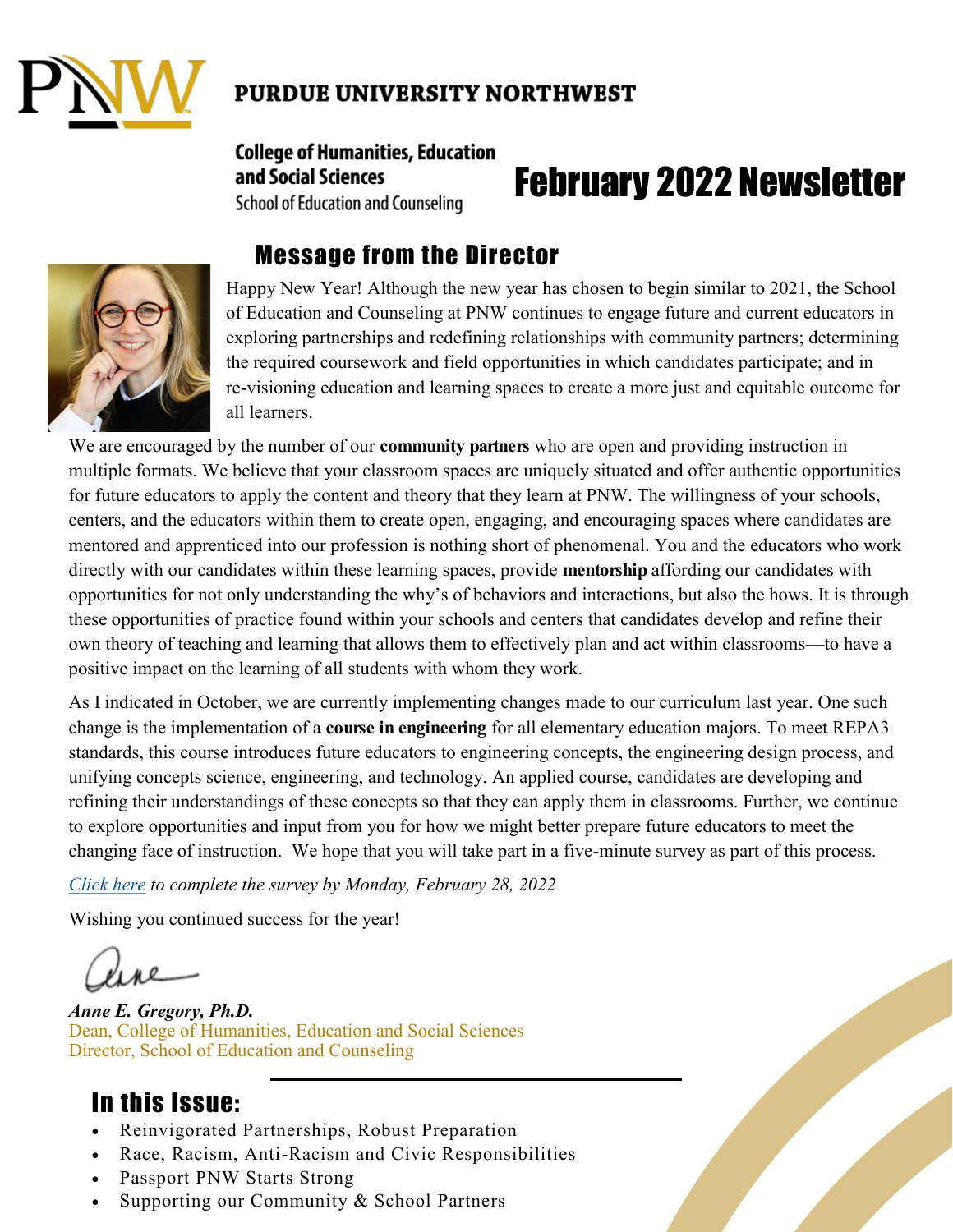# PURDUE UNIVERSITY NORTHWEST

**College of Humanities, Education and Social Sciences**
School of Education and Counseling

# February 2022 Newsletter

## Message from the Director

Happy New Year! Although the new year has chosen to begin similar to 2021, the School of Education and Counseling at PNW continues to engage future and current educators in exploring partnerships and redefining relationships with community partners; determining the required coursework and field opportunities in which candidates participate; and in re-visioning education and learning spaces to create a more just and equitable outcome for all learners.

We are encouraged by the number of our **community partners** who are open and providing instruction in multiple formats. We believe that your classroom spaces are uniquely situated and offer authentic opportunities for future educators to apply the content and theory that they learn at PNW. The willingness of your schools, centers, and the educators within them to create open, engaging, and encouraging spaces where candidates are mentored and apprenticed into our profession is nothing short of phenomenal. You and the educators who work directly with our candidates within these learning spaces, provide **mentorship** affording our candidates with opportunities for not only understanding the why's of behaviors and interactions, but also the hows. It is through these opportunities of practice found within your schools and centers that candidates develop and refine their own theory of teaching and learning that allows them to effectively plan and act within classrooms—to have a positive impact on the learning of all students with whom they work.

As I indicated in October, we are currently implementing changes made to our curriculum last year. One such change is the implementation of a **course in engineering** for all elementary education majors. To meet REPA3 standards, this course introduces future educators to engineering concepts, the engineering design process, and unifying concepts science, engineering, and technology. An applied course, candidates are developing and refining their understandings of these concepts so that they can apply them in classrooms. Further, we continue to explore opportunities and input from you for how we might better prepare future educators to meet the changing face of instruction. We hope that you will take part in a five-minute survey as part of this process.

*Click here to complete the survey by Monday, February 28, 2022*

Wishing you continued success for the year!

Anne

***Anne E. Gregory, Ph.D.***
Dean, College of Humanities, Education and Social Sciences
Director, School of Education and Counseling

## In this Issue:

- Reinvigorated Partnerships, Robust Preparation
- Race, Racism, Anti-Racism and Civic Responsibilities
- Passport PNW Starts Strong
- Supporting our Community & School Partners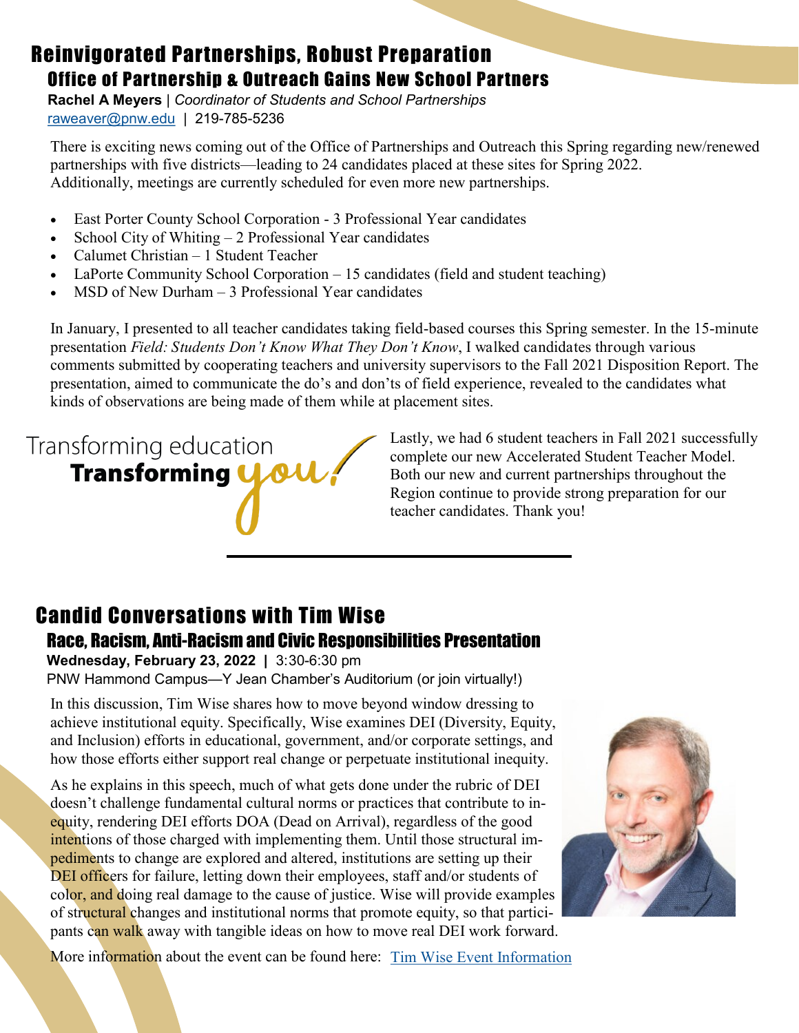# Reinvigorated Partnerships, Robust Preparation

## Office of Partnership & Outreach Gains New School Partners

**Rachel A Meyers** | *Coordinator of Students and School Partnerships*
raweaver@pnw.edu | 219-785-5236

There is exciting news coming out of the Office of Partnerships and Outreach this Spring regarding new/renewed partnerships with five districts—leading to 24 candidates placed at these sites for Spring 2022. Additionally, meetings are currently scheduled for even more new partnerships.

- East Porter County School Corporation - 3 Professional Year candidates
- School City of Whiting – 2 Professional Year candidates
- Calumet Christian – 1 Student Teacher
- LaPorte Community School Corporation – 15 candidates (field and student teaching)
- MSD of New Durham – 3 Professional Year candidates

In January, I presented to all teacher candidates taking field-based courses this Spring semester. In the 15-minute presentation *Field: Students Don't Know What They Don't Know*, I walked candidates through various comments submitted by cooperating teachers and university supervisors to the Fall 2021 Disposition Report. The presentation, aimed to communicate the do's and don'ts of field experience, revealed to the candidates what kinds of observations are being made of them while at placement sites.

Transforming education
**Transforming you!**

Lastly, we had 6 student teachers in Fall 2021 successfully complete our new Accelerated Student Teacher Model. Both our new and current partnerships throughout the Region continue to provide strong preparation for our teacher candidates. Thank you!

---

# Candid Conversations with Tim Wise

## Race, Racism, Anti-Racism and Civic Responsibilities Presentation

**Wednesday, February 23, 2022 |** 3:30-6:30 pm
PNW Hammond Campus—Y Jean Chamber's Auditorium (or join virtually!)

In this discussion, Tim Wise shares how to move beyond window dressing to achieve institutional equity. Specifically, Wise examines DEI (Diversity, Equity, and Inclusion) efforts in educational, government, and/or corporate settings, and how those efforts either support real change or perpetuate institutional inequity.

As he explains in this speech, much of what gets done under the rubric of DEI doesn't challenge fundamental cultural norms or practices that contribute to inequity, rendering DEI efforts DOA (Dead on Arrival), regardless of the good intentions of those charged with implementing them. Until those structural impediments to change are explored and altered, institutions are setting up their DEI officers for failure, letting down their employees, staff and/or students of color, and doing real damage to the cause of justice. Wise will provide examples of structural changes and institutional norms that promote equity, so that participants can walk away with tangible ideas on how to move real DEI work forward.

More information about the event can be found here: Tim Wise Event Information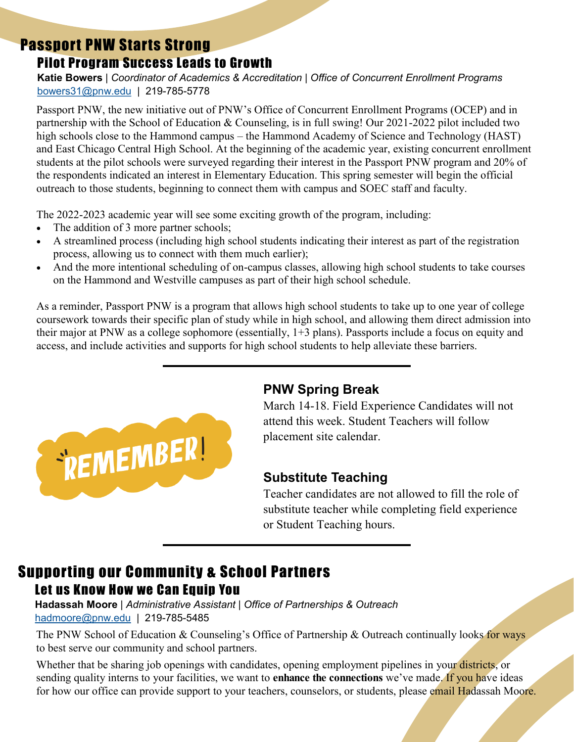## Passport PNW Starts Strong

### Pilot Program Success Leads to Growth

**Katie Bowers** | *Coordinator of Academics & Accreditation | Office of Concurrent Enrollment Programs*
bowers31@pnw.edu | 219-785-5778

Passport PNW, the new initiative out of PNW's Office of Concurrent Enrollment Programs (OCEP) and in partnership with the School of Education & Counseling, is in full swing! Our 2021-2022 pilot included two high schools close to the Hammond campus – the Hammond Academy of Science and Technology (HAST) and East Chicago Central High School. At the beginning of the academic year, existing concurrent enrollment students at the pilot schools were surveyed regarding their interest in the Passport PNW program and 20% of the respondents indicated an interest in Elementary Education. This spring semester will begin the official outreach to those students, beginning to connect them with campus and SOEC staff and faculty.

The 2022-2023 academic year will see some exciting growth of the program, including:

- The addition of 3 more partner schools;
- A streamlined process (including high school students indicating their interest as part of the registration process, allowing us to connect with them much earlier);
- And the more intentional scheduling of on-campus classes, allowing high school students to take courses on the Hammond and Westville campuses as part of their high school schedule.

As a reminder, Passport PNW is a program that allows high school students to take up to one year of college coursework towards their specific plan of study while in high school, and allowing them direct admission into their major at PNW as a college sophomore (essentially, 1+3 plans). Passports include a focus on equity and access, and include activities and supports for high school students to help alleviate these barriers.

---

REMEMBER!

### PNW Spring Break

March 14-18. Field Experience Candidates will not attend this week. Student Teachers will follow placement site calendar.

### Substitute Teaching

Teacher candidates are not allowed to fill the role of substitute teacher while completing field experience or Student Teaching hours.

---

## Supporting our Community & School Partners

### Let us Know How we Can Equip You

**Hadassah Moore** | *Administrative Assistant | Office of Partnerships & Outreach*
hadmoore@pnw.edu | 219-785-5485

The PNW School of Education & Counseling's Office of Partnership & Outreach continually looks for ways to best serve our community and school partners.

Whether that be sharing job openings with candidates, opening employment pipelines in your districts, or sending quality interns to your facilities, we want to **enhance the connections** we've made. If you have ideas for how our office can provide support to your teachers, counselors, or students, please email Hadassah Moore.